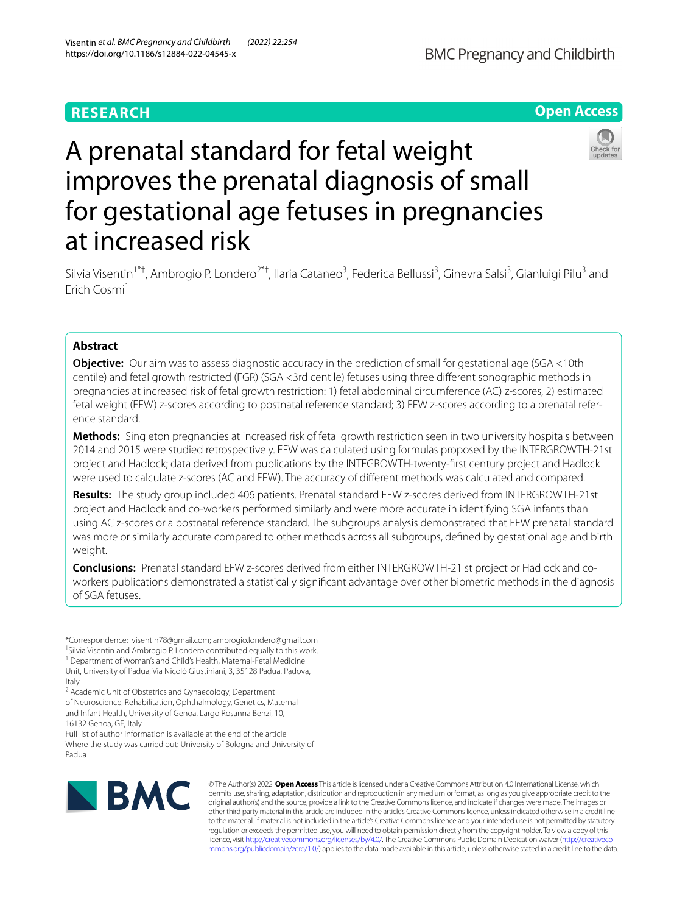RESEARCH

Open Access

# A prenatal standard for fetal weight improves the prenatal diagnosis of small for gestational age fetuses in pregnancies at increased risk

Silvia Visentin[1*†], Ambrogio P. Londero[2*†], Ilaria Cataneo[3], Federica Bellussi[3], Ginevra Salsi[3], Gianluigi Pilu[3] and Erich Cosmi[1]

## Abstract

**Objective:** Our aim was to assess diagnostic accuracy in the prediction of small for gestational age (SGA <10th centile) and fetal growth restricted (FGR) (SGA <3rd centile) fetuses using three different sonographic methods in pregnancies at increased risk of fetal growth restriction: 1) fetal abdominal circumference (AC) z-scores, 2) estimated fetal weight (EFW) z-scores according to postnatal reference standard; 3) EFW z-scores according to a prenatal reference standard.

**Methods:** Singleton pregnancies at increased risk of fetal growth restriction seen in two university hospitals between 2014 and 2015 were studied retrospectively. EFW was calculated using formulas proposed by the INTERGROWTH-21st project and Hadlock; data derived from publications by the INTERGROWTH-twenty-first century project and Hadlock were used to calculate z-scores (AC and EFW). The accuracy of different methods was calculated and compared.

**Results:** The study group included 406 patients. Prenatal standard EFW z-scores derived from INTERGROWTH-21st project and Hadlock and co-workers performed similarly and were more accurate in identifying SGA infants than using AC z-scores or a postnatal reference standard. The subgroups analysis demonstrated that EFW prenatal standard was more or similarly accurate compared to other methods across all subgroups, defined by gestational age and birth weight.

**Conclusions:** Prenatal standard EFW z-scores derived from either INTERGROWTH-21 st project or Hadlock and co-workers publications demonstrated a statistically significant advantage over other biometric methods in the diagnosis of SGA fetuses.

*Correspondence: visentin78@gmail.com; ambrogio.londero@gmail.com

†Silvia Visentin and Ambrogio P. Londero contributed equally to this work.

[1] Department of Woman's and Child's Health, Maternal-Fetal Medicine Unit, University of Padua, Via Nicolò Giustiniani, 3, 35128 Padua, Padova, Italy

[2] Academic Unit of Obstetrics and Gynaecology, Department of Neuroscience, Rehabilitation, Ophthalmology, Genetics, Maternal and Infant Health, University of Genoa, Largo Rosanna Benzi, 10, 16132 Genoa, GE, Italy

Full list of author information is available at the end of the article

Where the study was carried out: University of Bologna and University of Padua

© The Author(s) 2022. **Open Access** This article is licensed under a Creative Commons Attribution 4.0 International License, which permits use, sharing, adaptation, distribution and reproduction in any medium or format, as long as you give appropriate credit to the original author(s) and the source, provide a link to the Creative Commons licence, and indicate if changes were made. The images or other third party material in this article are included in the article's Creative Commons licence, unless indicated otherwise in a credit line to the material. If material is not included in the article's Creative Commons licence and your intended use is not permitted by statutory regulation or exceeds the permitted use, you will need to obtain permission directly from the copyright holder. To view a copy of this licence, visit http://creativecommons.org/licenses/by/4.0/. The Creative Commons Public Domain Dedication waiver (http://creativecommons.org/publicdomain/zero/1.0/) applies to the data made available in this article, unless otherwise stated in a credit line to the data.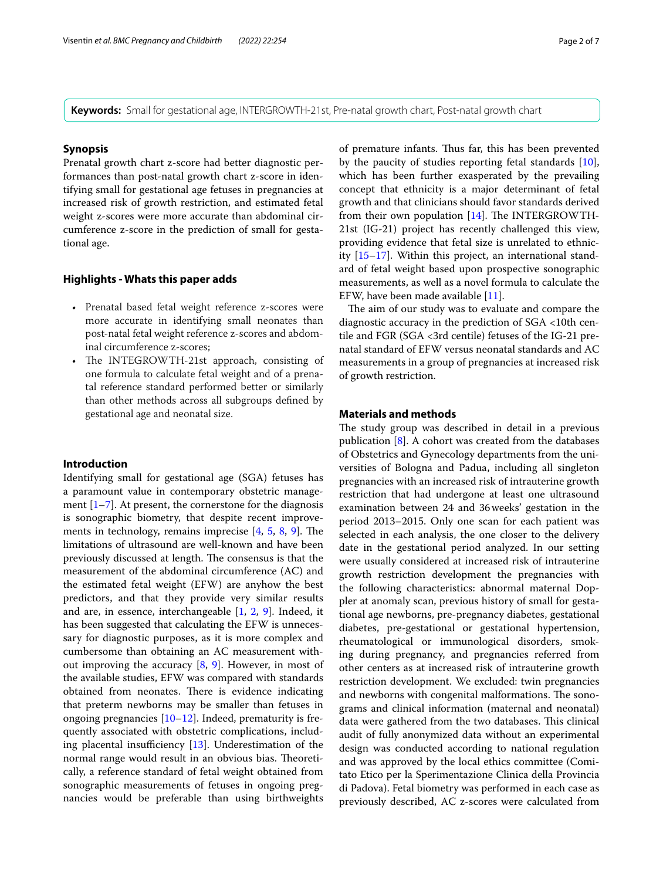**Keywords:** Small for gestational age, INTERGROWTH-21st, Pre-natal growth chart, Post-natal growth chart

## Synopsis

Prenatal growth chart z-score had better diagnostic performances than post-natal growth chart z-score in identifying small for gestational age fetuses in pregnancies at increased risk of growth restriction, and estimated fetal weight z-scores were more accurate than abdominal circumference z-score in the prediction of small for gestational age.

## Highlights - Whats this paper adds

- Prenatal based fetal weight reference z-scores were more accurate in identifying small neonates than post-natal fetal weight reference z-scores and abdominal circumference z-scores;
- The INTEGROWTH-21st approach, consisting of one formula to calculate fetal weight and of a prenatal reference standard performed better or similarly than other methods across all subgroups defined by gestational age and neonatal size.

## Introduction

Identifying small for gestational age (SGA) fetuses has a paramount value in contemporary obstetric management [1–7]. At present, the cornerstone for the diagnosis is sonographic biometry, that despite recent improvements in technology, remains imprecise [4, 5, 8, 9]. The limitations of ultrasound are well-known and have been previously discussed at length. The consensus is that the measurement of the abdominal circumference (AC) and the estimated fetal weight (EFW) are anyhow the best predictors, and that they provide very similar results and are, in essence, interchangeable [1, 2, 9]. Indeed, it has been suggested that calculating the EFW is unnecessary for diagnostic purposes, as it is more complex and cumbersome than obtaining an AC measurement without improving the accuracy [8, 9]. However, in most of the available studies, EFW was compared with standards obtained from neonates. There is evidence indicating that preterm newborns may be smaller than fetuses in ongoing pregnancies [10–12]. Indeed, prematurity is frequently associated with obstetric complications, including placental insufficiency [13]. Underestimation of the normal range would result in an obvious bias. Theoretically, a reference standard of fetal weight obtained from sonographic measurements of fetuses in ongoing pregnancies would be preferable than using birthweights of premature infants. Thus far, this has been prevented by the paucity of studies reporting fetal standards [10], which has been further exasperated by the prevailing concept that ethnicity is a major determinant of fetal growth and that clinicians should favor standards derived from their own population [14]. The INTERGROWTH-21st (IG-21) project has recently challenged this view, providing evidence that fetal size is unrelated to ethnicity [15–17]. Within this project, an international standard of fetal weight based upon prospective sonographic measurements, as well as a novel formula to calculate the EFW, have been made available [11].

The aim of our study was to evaluate and compare the diagnostic accuracy in the prediction of SGA <10th centile and FGR (SGA <3rd centile) fetuses of the IG-21 prenatal standard of EFW versus neonatal standards and AC measurements in a group of pregnancies at increased risk of growth restriction.

## Materials and methods

The study group was described in detail in a previous publication [8]. A cohort was created from the databases of Obstetrics and Gynecology departments from the universities of Bologna and Padua, including all singleton pregnancies with an increased risk of intrauterine growth restriction that had undergone at least one ultrasound examination between 24 and 36 weeks' gestation in the period 2013–2015. Only one scan for each patient was selected in each analysis, the one closer to the delivery date in the gestational period analyzed. In our setting were usually considered at increased risk of intrauterine growth restriction development the pregnancies with the following characteristics: abnormal maternal Doppler at anomaly scan, previous history of small for gestational age newborns, pre-pregnancy diabetes, gestational diabetes, pre-gestational or gestational hypertension, rheumatological or immunological disorders, smoking during pregnancy, and pregnancies referred from other centers as at increased risk of intrauterine growth restriction development. We excluded: twin pregnancies and newborns with congenital malformations. The sonograms and clinical information (maternal and neonatal) data were gathered from the two databases. This clinical audit of fully anonymized data without an experimental design was conducted according to national regulation and was approved by the local ethics committee (Comitato Etico per la Sperimentazione Clinica della Provincia di Padova). Fetal biometry was performed in each case as previously described, AC z-scores were calculated from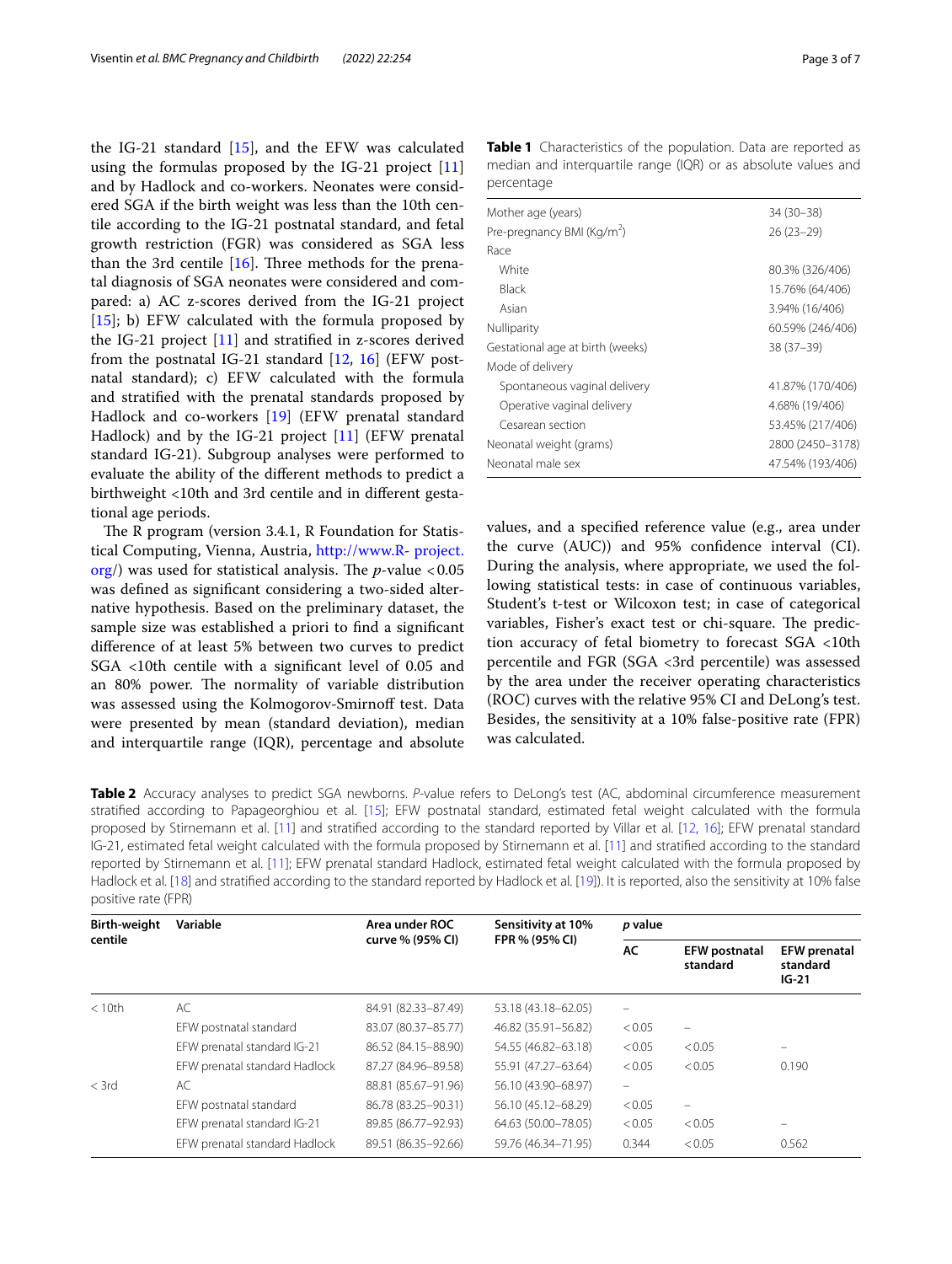the IG-21 standard [15], and the EFW was calculated using the formulas proposed by the IG-21 project [11] and by Hadlock and co-workers. Neonates were considered SGA if the birth weight was less than the 10th centile according to the IG-21 postnatal standard, and fetal growth restriction (FGR) was considered as SGA less than the 3rd centile [16]. Three methods for the prenatal diagnosis of SGA neonates were considered and compared: a) AC z-scores derived from the IG-21 project [15]; b) EFW calculated with the formula proposed by the IG-21 project [11] and stratified in z-scores derived from the postnatal IG-21 standard [12, 16] (EFW postnatal standard); c) EFW calculated with the formula and stratified with the prenatal standards proposed by Hadlock and co-workers [19] (EFW prenatal standard Hadlock) and by the IG-21 project [11] (EFW prenatal standard IG-21). Subgroup analyses were performed to evaluate the ability of the different methods to predict a birthweight <10th and 3rd centile and in different gestational age periods.

The R program (version 3.4.1, R Foundation for Statistical Computing, Vienna, Austria, http://www.R- project.org/) was used for statistical analysis. The *p*-value $<0.05$ was defined as significant considering a two-sided alternative hypothesis. Based on the preliminary dataset, the sample size was established a priori to find a significant difference of at least 5% between two curves to predict SGA <10th centile with a significant level of 0.05 and an 80% power. The normality of variable distribution was assessed using the Kolmogorov-Smirnoff test. Data were presented by mean (standard deviation), median and interquartile range (IQR), percentage and absolute values, and a specified reference value (e.g., area under the curve (AUC)) and 95% confidence interval (CI). During the analysis, where appropriate, we used the following statistical tests: in case of continuous variables, Student's t-test or Wilcoxon test; in case of categorical variables, Fisher's exact test or chi-square. The prediction accuracy of fetal biometry to forecast SGA <10th percentile and FGR (SGA <3rd percentile) was assessed by the area under the receiver operating characteristics (ROC) curves with the relative 95% CI and DeLong's test. Besides, the sensitivity at a 10% false-positive rate (FPR) was calculated.

**Table 1** Characteristics of the population. Data are reported as median and interquartile range (IQR) or as absolute values and percentage

| | |
|---|---|
| Mother age (years) | 34 (30–38) |
| Pre-pregnancy BMI (Kg/m$^2$) | 26 (23–29) |
| Race | |
| White | 80.3% (326/406) |
| Black | 15.76% (64/406) |
| Asian | 3.94% (16/406) |
| Nulliparity | 60.59% (246/406) |
| Gestational age at birth (weeks) | 38 (37–39) |
| Mode of delivery | |
| Spontaneous vaginal delivery | 41.87% (170/406) |
| Operative vaginal delivery | 4.68% (19/406) |
| Cesarean section | 53.45% (217/406) |
| Neonatal weight (grams) | 2800 (2450–3178) |
| Neonatal male sex | 47.54% (193/406) |

**Table 2** Accuracy analyses to predict SGA newborns. *P*-value refers to DeLong's test (AC, abdominal circumference measurement stratified according to Papageorghiou et al. [15]; EFW postnatal standard, estimated fetal weight calculated with the formula proposed by Stirnemann et al. [11] and stratified according to the standard reported by Villar et al. [12, 16]; EFW prenatal standard IG-21, estimated fetal weight calculated with the formula proposed by Stirnemann et al. [11] and stratified according to the standard reported by Stirnemann et al. [11]; EFW prenatal standard Hadlock, estimated fetal weight calculated with the formula proposed by Hadlock et al. [18] and stratified according to the standard reported by Hadlock et al. [19]). It is reported, also the sensitivity at 10% false positive rate (FPR)

| Birth-weight centile | Variable | Area under ROC curve % (95% CI) | Sensitivity at 10% FPR % (95% CI) | *p* value | | |
|---|---|---|---|---|---|---|
| | | | | AC | EFW postnatal standard | EFW prenatal standard IG-21 |
| < 10th | AC | 84.91 (82.33–87.49) | 53.18 (43.18–62.05) | – | | |
| | EFW postnatal standard | 83.07 (80.37–85.77) | 46.82 (35.91–56.82) | < 0.05 | – | |
| | EFW prenatal standard IG-21 | 86.52 (84.15–88.90) | 54.55 (46.82–63.18) | < 0.05 | < 0.05 | – |
| | EFW prenatal standard Hadlock | 87.27 (84.96–89.58) | 55.91 (47.27–63.64) | < 0.05 | < 0.05 | 0.190 |
| < 3rd | AC | 88.81 (85.67–91.96) | 56.10 (43.90–68.97) | – | | |
| | EFW postnatal standard | 86.78 (83.25–90.31) | 56.10 (45.12–68.29) | < 0.05 | – | |
| | EFW prenatal standard IG-21 | 89.85 (86.77–92.93) | 64.63 (50.00–78.05) | < 0.05 | < 0.05 | – |
| | EFW prenatal standard Hadlock | 89.51 (86.35–92.66) | 59.76 (46.34–71.95) | 0.344 | < 0.05 | 0.562 |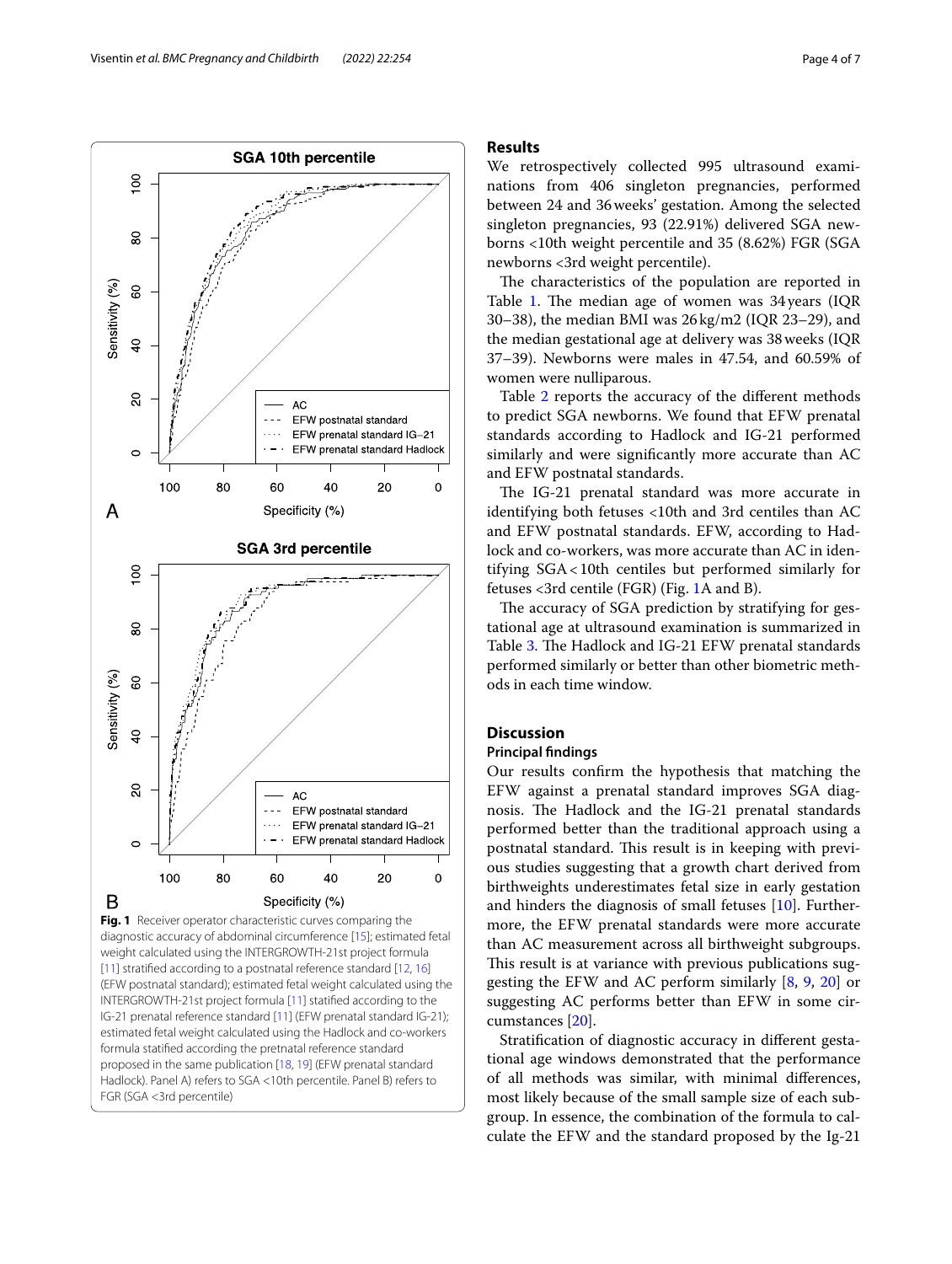Fig. 1 Receiver operator characteristic curves comparing the diagnostic accuracy of abdominal circumference [15]; estimated fetal weight calculated using the INTERGROWTH-21st project formula [11] stratified according to a postnatal reference standard [12, 16] (EFW postnatal standard); estimated fetal weight calculated using the INTERGROWTH-21st project formula [11] statified according to the IG-21 prenatal reference standard [11] (EFW prenatal standard IG-21); estimated fetal weight calculated using the Hadlock and co-workers formula statified according the pretnatal reference standard proposed in the same publication [18, 19] (EFW prenatal standard Hadlock). Panel A) refers to SGA <10th percentile. Panel B) refers to FGR (SGA <3rd percentile)

## Results

We retrospectively collected 995 ultrasound examinations from 406 singleton pregnancies, performed between 24 and 36 weeks' gestation. Among the selected singleton pregnancies, 93 (22.91%) delivered SGA newborns <10th weight percentile and 35 (8.62%) FGR (SGA newborns <3rd weight percentile).

The characteristics of the population are reported in Table 1. The median age of women was 34 years (IQR 30–38), the median BMI was 26 kg/m2 (IQR 23–29), and the median gestational age at delivery was 38 weeks (IQR 37–39). Newborns were males in 47.54, and 60.59% of women were nulliparous.

Table 2 reports the accuracy of the different methods to predict SGA newborns. We found that EFW prenatal standards according to Hadlock and IG-21 performed similarly and were significantly more accurate than AC and EFW postnatal standards.

The IG-21 prenatal standard was more accurate in identifying both fetuses <10th and 3rd centiles than AC and EFW postnatal standards. EFW, according to Hadlock and co-workers, was more accurate than AC in identifying SGA < 10th centiles but performed similarly for fetuses <3rd centile (FGR) (Fig. 1A and B).

The accuracy of SGA prediction by stratifying for gestational age at ultrasound examination is summarized in Table 3. The Hadlock and IG-21 EFW prenatal standards performed similarly or better than other biometric methods in each time window.

## Discussion

### Principal findings

Our results confirm the hypothesis that matching the EFW against a prenatal standard improves SGA diagnosis. The Hadlock and the IG-21 prenatal standards performed better than the traditional approach using a postnatal standard. This result is in keeping with previous studies suggesting that a growth chart derived from birthweights underestimates fetal size in early gestation and hinders the diagnosis of small fetuses [10]. Furthermore, the EFW prenatal standards were more accurate than AC measurement across all birthweight subgroups. This result is at variance with previous publications suggesting the EFW and AC perform similarly [8, 9, 20] or suggesting AC performs better than EFW in some circumstances [20].

Stratification of diagnostic accuracy in different gestational age windows demonstrated that the performance of all methods was similar, with minimal differences, most likely because of the small sample size of each subgroup. In essence, the combination of the formula to calculate the EFW and the standard proposed by the Ig-21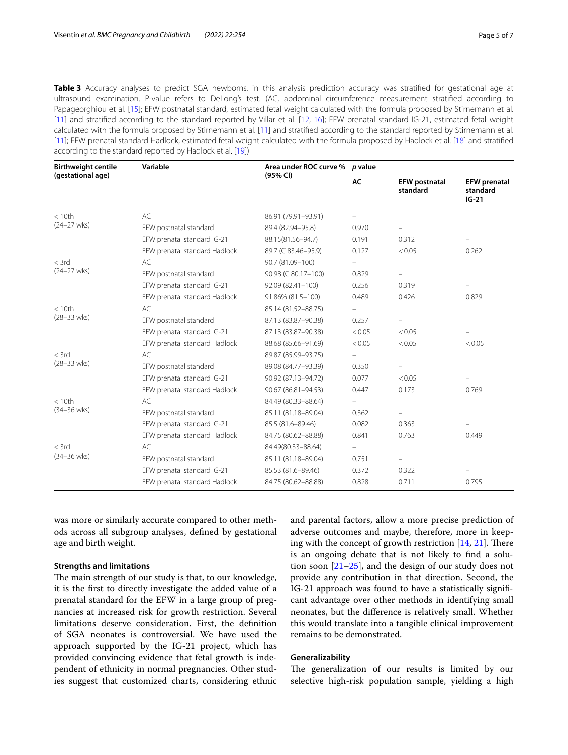**Table 3** Accuracy analyses to predict SGA newborns, in this analysis prediction accuracy was stratified for gestational age at ultrasound examination. P-value refers to DeLong's test. (AC, abdominal circumference measurement stratified according to Papageorghiou et al. [15]; EFW postnatal standard, estimated fetal weight calculated with the formula proposed by Stirnemann et al. [11] and stratified according to the standard reported by Villar et al. [12, 16]; EFW prenatal standard IG-21, estimated fetal weight calculated with the formula proposed by Stirnemann et al. [11] and stratified according to the standard reported by Stirnemann et al. [11]; EFW prenatal standard Hadlock, estimated fetal weight calculated with the formula proposed by Hadlock et al. [18] and stratified according to the standard reported by Hadlock et al. [19])

| Birthweight centile (gestational age) | Variable | Area under ROC curve % (95% CI) | *p* value | | |
|---|---|---|---|---|---|
| | | | AC | EFW postnatal standard | EFW prenatal standard IG-21 |
| < 10th (24–27 wks) | AC | 86.91 (79.91–93.91) | – | | |
| | EFW postnatal standard | 89.4 (82.94–95.8) | 0.970 | – | |
| | EFW prenatal standard IG-21 | 88.15(81.56–94.7) | 0.191 | 0.312 | – |
| | EFW prenatal standard Hadlock | 89.7 (C 83.46–95.9) | 0.127 | < 0.05 | 0.262 |
| < 3rd (24–27 wks) | AC | 90.7 (81.09–100) | – | | |
| | EFW postnatal standard | 90.98 (C 80.17–100) | 0.829 | – | |
| | EFW prenatal standard IG-21 | 92.09 (82.41–100) | 0.256 | 0.319 | – |
| | EFW prenatal standard Hadlock | 91.86% (81.5–100) | 0.489 | 0.426 | 0.829 |
| < 10th (28–33 wks) | AC | 85.14 (81.52–88.75) | – | | |
| | EFW postnatal standard | 87.13 (83.87–90.38) | 0.257 | – | |
| | EFW prenatal standard IG-21 | 87.13 (83.87–90.38) | < 0.05 | < 0.05 | – |
| | EFW prenatal standard Hadlock | 88.68 (85.66–91.69) | < 0.05 | < 0.05 | < 0.05 |
| < 3rd (28–33 wks) | AC | 89.87 (85.99–93.75) | – | | |
| | EFW postnatal standard | 89.08 (84.77–93.39) | 0.350 | – | |
| | EFW prenatal standard IG-21 | 90.92 (87.13–94.72) | 0.077 | < 0.05 | – |
| | EFW prenatal standard Hadlock | 90.67 (86.81–94.53) | 0.447 | 0.173 | 0.769 |
| < 10th (34–36 wks) | AC | 84.49 (80.33–88.64) | – | | |
| | EFW postnatal standard | 85.11 (81.18–89.04) | 0.362 | – | |
| | EFW prenatal standard IG-21 | 85.5 (81.6–89.46) | 0.082 | 0.363 | – |
| | EFW prenatal standard Hadlock | 84.75 (80.62–88.88) | 0.841 | 0.763 | 0.449 |
| < 3rd (34–36 wks) | AC | 84.49(80.33–88.64) | – | | |
| | EFW postnatal standard | 85.11 (81.18–89.04) | 0.751 | – | |
| | EFW prenatal standard IG-21 | 85.53 (81.6–89.46) | 0.372 | 0.322 | – |
| | EFW prenatal standard Hadlock | 84.75 (80.62–88.88) | 0.828 | 0.711 | 0.795 |

was more or similarly accurate compared to other methods across all subgroup analyses, defined by gestational age and birth weight.

### Strengths and limitations

The main strength of our study is that, to our knowledge, it is the first to directly investigate the added value of a prenatal standard for the EFW in a large group of pregnancies at increased risk for growth restriction. Several limitations deserve consideration. First, the definition of SGA neonates is controversial. We have used the approach supported by the IG-21 project, which has provided convincing evidence that fetal growth is independent of ethnicity in normal pregnancies. Other studies suggest that customized charts, considering ethnic and parental factors, allow a more precise prediction of adverse outcomes and maybe, therefore, more in keeping with the concept of growth restriction [14, 21]. There is an ongoing debate that is not likely to find a solution soon [21–25], and the design of our study does not provide any contribution in that direction. Second, the IG-21 approach was found to have a statistically significant advantage over other methods in identifying small neonates, but the difference is relatively small. Whether this would translate into a tangible clinical improvement remains to be demonstrated.

### Generalizability

The generalization of our results is limited by our selective high-risk population sample, yielding a high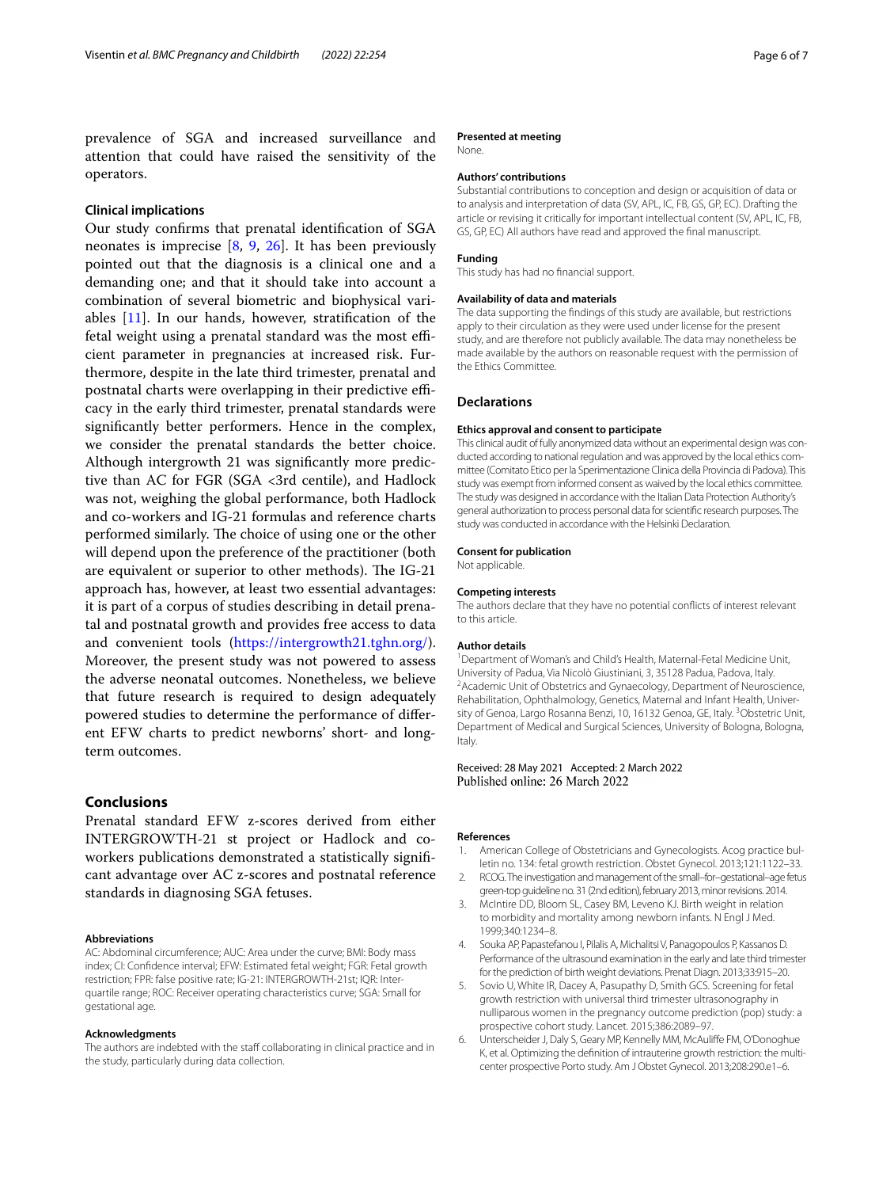prevalence of SGA and increased surveillance and attention that could have raised the sensitivity of the operators.

### Clinical implications

Our study confirms that prenatal identification of SGA neonates is imprecise [8, 9, 26]. It has been previously pointed out that the diagnosis is a clinical one and a demanding one; and that it should take into account a combination of several biometric and biophysical variables [11]. In our hands, however, stratification of the fetal weight using a prenatal standard was the most efficient parameter in pregnancies at increased risk. Furthermore, despite in the late third trimester, prenatal and postnatal charts were overlapping in their predictive efficacy in the early third trimester, prenatal standards were significantly better performers. Hence in the complex, we consider the prenatal standards the better choice. Although intergrowth 21 was significantly more predictive than AC for FGR (SGA <3rd centile), and Hadlock was not, weighing the global performance, both Hadlock and co-workers and IG-21 formulas and reference charts performed similarly. The choice of using one or the other will depend upon the preference of the practitioner (both are equivalent or superior to other methods). The IG-21 approach has, however, at least two essential advantages: it is part of a corpus of studies describing in detail prenatal and postnatal growth and provides free access to data and convenient tools (https://intergrowth21.tghn.org/). Moreover, the present study was not powered to assess the adverse neonatal outcomes. Nonetheless, we believe that future research is required to design adequately powered studies to determine the performance of different EFW charts to predict newborns' short- and long-term outcomes.

## Conclusions

Prenatal standard EFW z-scores derived from either INTERGROWTH-21 st project or Hadlock and co-workers publications demonstrated a statistically significant advantage over AC z-scores and postnatal reference standards in diagnosing SGA fetuses.

#### Abbreviations

AC: Abdominal circumference; AUC: Area under the curve; BMI: Body mass index; CI: Confidence interval; EFW: Estimated fetal weight; FGR: Fetal growth restriction; FPR: false positive rate; IG-21: INTERGROWTH-21st; IQR: Interquartile range; ROC: Receiver operating characteristics curve; SGA: Small for gestational age.

#### Acknowledgments

The authors are indebted with the staff collaborating in clinical practice and in the study, particularly during data collection.

#### Presented at meeting

None.

#### Authors' contributions

Substantial contributions to conception and design or acquisition of data or to analysis and interpretation of data (SV, APL, IC, FB, GS, GP, EC). Drafting the article or revising it critically for important intellectual content (SV, APL, IC, FB, GS, GP, EC) All authors have read and approved the final manuscript.

#### Funding

This study has had no financial support.

#### Availability of data and materials

The data supporting the findings of this study are available, but restrictions apply to their circulation as they were used under license for the present study, and are therefore not publicly available. The data may nonetheless be made available by the authors on reasonable request with the permission of the Ethics Committee.

## Declarations

#### Ethics approval and consent to participate

This clinical audit of fully anonymized data without an experimental design was conducted according to national regulation and was approved by the local ethics committee (Comitato Etico per la Sperimentazione Clinica della Provincia di Padova). This study was exempt from informed consent as waived by the local ethics committee. The study was designed in accordance with the Italian Data Protection Authority's general authorization to process personal data for scientific research purposes. The study was conducted in accordance with the Helsinki Declaration.

#### Consent for publication

Not applicable.

#### Competing interests

The authors declare that they have no potential conflicts of interest relevant to this article.

#### Author details

[1]Department of Woman's and Child's Health, Maternal-Fetal Medicine Unit, University of Padua, Via Nicolò Giustiniani, 3, 35128 Padua, Padova, Italy. [2]Academic Unit of Obstetrics and Gynaecology, Department of Neuroscience, Rehabilitation, Ophthalmology, Genetics, Maternal and Infant Health, University of Genoa, Largo Rosanna Benzi, 10, 16132 Genoa, GE, Italy. [3]Obstetric Unit, Department of Medical and Surgical Sciences, University of Bologna, Bologna, Italy.

Received: 28 May 2021 Accepted: 2 March 2022
Published online: 26 March 2022

#### References

1. American College of Obstetricians and Gynecologists. Acog practice bulletin no. 134: fetal growth restriction. Obstet Gynecol. 2013;121:1122–33.
2. RCOG. The investigation and management of the small–for–gestational–age fetus green-top guideline no. 31 (2nd edition), february 2013, minor revisions. 2014.
3. McIntire DD, Bloom SL, Casey BM, Leveno KJ. Birth weight in relation to morbidity and mortality among newborn infants. N Engl J Med. 1999;340:1234–8.
4. Souka AP, Papastefanou I, Pilalis A, Michalitsi V, Panagopoulos P, Kassanos D. Performance of the ultrasound examination in the early and late third trimester for the prediction of birth weight deviations. Prenat Diagn. 2013;33:915–20.
5. Sovio U, White IR, Dacey A, Pasupathy D, Smith GCS. Screening for fetal growth restriction with universal third trimester ultrasonography in nulliparous women in the pregnancy outcome prediction (pop) study: a prospective cohort study. Lancet. 2015;386:2089–97.
6. Unterscheider J, Daly S, Geary MP, Kennelly MM, McAuliffe FM, O'Donoghue K, et al. Optimizing the definition of intrauterine growth restriction: the multicenter prospective Porto study. Am J Obstet Gynecol. 2013;208:290.e1–6.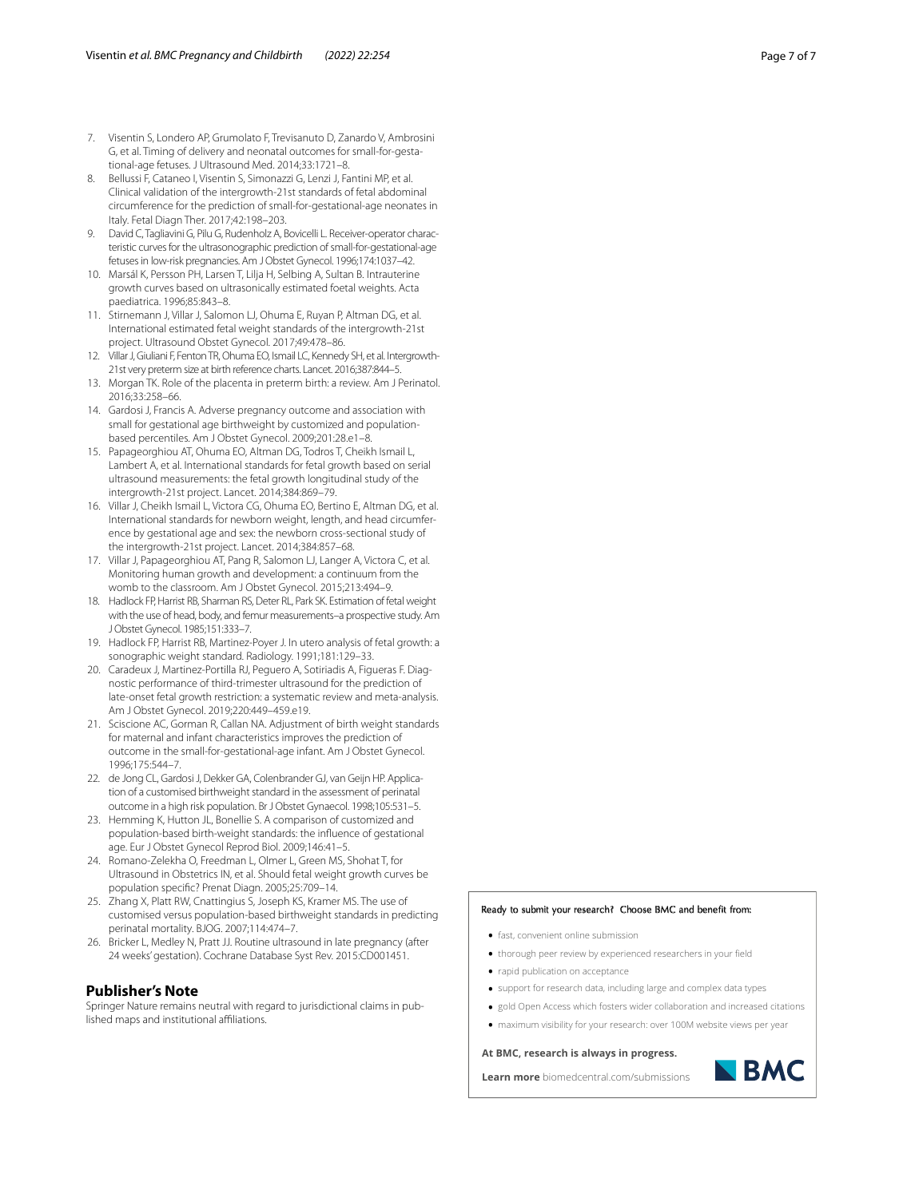7. Visentin S, Londero AP, Grumolato F, Trevisanuto D, Zanardo V, Ambrosini G, et al. Timing of delivery and neonatal outcomes for small-for-gestational-age fetuses. J Ultrasound Med. 2014;33:1721–8.
8. Bellussi F, Cataneo I, Visentin S, Simonazzi G, Lenzi J, Fantini MP, et al. Clinical validation of the intergrowth-21st standards of fetal abdominal circumference for the prediction of small-for-gestational-age neonates in Italy. Fetal Diagn Ther. 2017;42:198–203.
9. David C, Tagliavini G, Pilu G, Rudenholz A, Bovicelli L. Receiver-operator characteristic curves for the ultrasonographic prediction of small-for-gestational-age fetuses in low-risk pregnancies. Am J Obstet Gynecol. 1996;174:1037–42.
10. Marsál K, Persson PH, Larsen T, Lilja H, Selbing A, Sultan B. Intrauterine growth curves based on ultrasonically estimated foetal weights. Acta paediatrica. 1996;85:843–8.
11. Stirnemann J, Villar J, Salomon LJ, Ohuma E, Ruyan P, Altman DG, et al. International estimated fetal weight standards of the intergrowth-21st project. Ultrasound Obstet Gynecol. 2017;49:478–86.
12. Villar J, Giuliani F, Fenton TR, Ohuma EO, Ismail LC, Kennedy SH, et al. Intergrowth-21st very preterm size at birth reference charts. Lancet. 2016;387:844–5.
13. Morgan TK. Role of the placenta in preterm birth: a review. Am J Perinatol. 2016;33:258–66.
14. Gardosi J, Francis A. Adverse pregnancy outcome and association with small for gestational age birthweight by customized and population-based percentiles. Am J Obstet Gynecol. 2009;201:28.e1–8.
15. Papageorghiou AT, Ohuma EO, Altman DG, Todros T, Cheikh Ismail L, Lambert A, et al. International standards for fetal growth based on serial ultrasound measurements: the fetal growth longitudinal study of the intergrowth-21st project. Lancet. 2014;384:869–79.
16. Villar J, Cheikh Ismail L, Victora CG, Ohuma EO, Bertino E, Altman DG, et al. International standards for newborn weight, length, and head circumference by gestational age and sex: the newborn cross-sectional study of the intergrowth-21st project. Lancet. 2014;384:857–68.
17. Villar J, Papageorghiou AT, Pang R, Salomon LJ, Langer A, Victora C, et al. Monitoring human growth and development: a continuum from the womb to the classroom. Am J Obstet Gynecol. 2015;213:494–9.
18. Hadlock FP, Harrist RB, Sharman RS, Deter RL, Park SK. Estimation of fetal weight with the use of head, body, and femur measurements–a prospective study. Am J Obstet Gynecol. 1985;151:333–7.
19. Hadlock FP, Harrist RB, Martinez-Poyer J. In utero analysis of fetal growth: a sonographic weight standard. Radiology. 1991;181:129–33.
20. Caradeux J, Martinez-Portilla RJ, Peguero A, Sotiriadis A, Figueras F. Diagnostic performance of third-trimester ultrasound for the prediction of late-onset fetal growth restriction: a systematic review and meta-analysis. Am J Obstet Gynecol. 2019;220:449–459.e19.
21. Sciscione AC, Gorman R, Callan NA. Adjustment of birth weight standards for maternal and infant characteristics improves the prediction of outcome in the small-for-gestational-age infant. Am J Obstet Gynecol. 1996;175:544–7.
22. de Jong CL, Gardosi J, Dekker GA, Colenbrander GJ, van Geijn HP. Application of a customised birthweight standard in the assessment of perinatal outcome in a high risk population. Br J Obstet Gynaecol. 1998;105:531–5.
23. Hemming K, Hutton JL, Bonellie S. A comparison of customized and population-based birth-weight standards: the influence of gestational age. Eur J Obstet Gynecol Reprod Biol. 2009;146:41–5.
24. Romano-Zelekha O, Freedman L, Olmer L, Green MS, Shohat T, for Ultrasound in Obstetrics IN, et al. Should fetal weight growth curves be population specific? Prenat Diagn. 2005;25:709–14.
25. Zhang X, Platt RW, Cnattingius S, Joseph KS, Kramer MS. The use of customised versus population-based birthweight standards in predicting perinatal mortality. BJOG. 2007;114:474–7.
26. Bricker L, Medley N, Pratt JJ. Routine ultrasound in late pregnancy (after 24 weeks' gestation). Cochrane Database Syst Rev. 2015:CD001451.

## Publisher's Note

Springer Nature remains neutral with regard to jurisdictional claims in published maps and institutional affiliations.

Ready to submit your research? Choose BMC and benefit from:

- fast, convenient online submission
- thorough peer review by experienced researchers in your field
- rapid publication on acceptance
- support for research data, including large and complex data types
- gold Open Access which fosters wider collaboration and increased citations
- maximum visibility for your research: over 100M website views per year

**At BMC, research is always in progress.**

**Learn more** biomedcentral.com/submissions

BMC